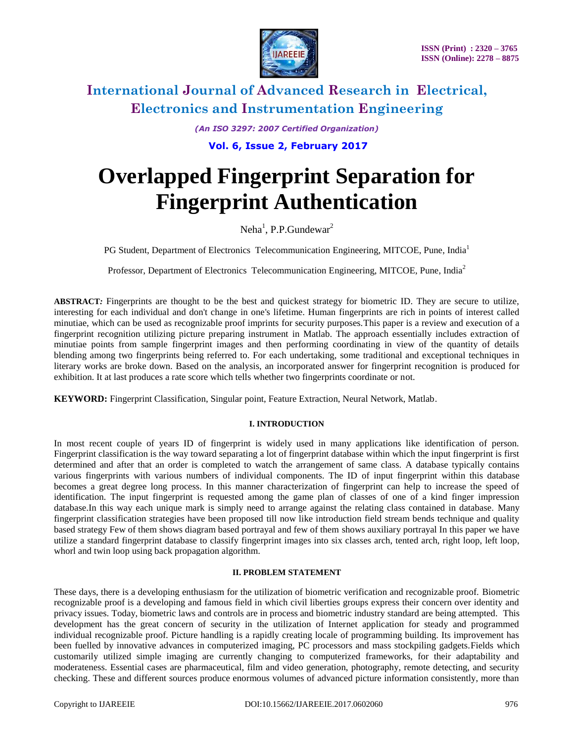# Overlapped Fingerprint Separation for Fingerprint Authentication

Neha[1], P.P.Gundewar[2]

PG Student, Department of Electronics Telecommunication Engineering, MITCOE, Pune, India[1]

Professor, Department of Electronics Telecommunication Engineering, MITCOE, Pune, India[2]

**ABSTRACT***:* Fingerprints are thought to be the best and quickest strategy for biometric ID. They are secure to utilize, interesting for each individual and don't change in one's lifetime. Human fingerprints are rich in points of interest called minutiae, which can be used as recognizable proof imprints for security purposes.This paper is a review and execution of a fingerprint recognition utilizing picture preparing instrument in Matlab. The approach essentially includes extraction of minutiae points from sample fingerprint images and then performing coordinating in view of the quantity of details blending among two fingerprints being referred to. For each undertaking, some traditional and exceptional techniques in literary works are broke down. Based on the analysis, an incorporated answer for fingerprint recognition is produced for exhibition. It at last produces a rate score which tells whether two fingerprints coordinate or not.

**KEYWORD:** Fingerprint Classification, Singular point, Feature Extraction, Neural Network, Matlab.

## I. INTRODUCTION

In most recent couple of years ID of fingerprint is widely used in many applications like identification of person. Fingerprint classification is the way toward separating a lot of fingerprint database within which the input fingerprint is first determined and after that an order is completed to watch the arrangement of same class. A database typically contains various fingerprints with various numbers of individual components. The ID of input fingerprint within this database becomes a great degree long process. In this manner characterization of fingerprint can help to increase the speed of identification. The input fingerprint is requested among the game plan of classes of one of a kind finger impression database.In this way each unique mark is simply need to arrange against the relating class contained in database. Many fingerprint classification strategies have been proposed till now like introduction field stream bends technique and quality based strategy Few of them shows diagram based portrayal and few of them shows auxiliary portrayal In this paper we have utilize a standard fingerprint database to classify fingerprint images into six classes arch, tented arch, right loop, left loop, whorl and twin loop using back propagation algorithm.

## II. PROBLEM STATEMENT

These days, there is a developing enthusiasm for the utilization of biometric verification and recognizable proof. Biometric recognizable proof is a developing and famous field in which civil liberties groups express their concern over identity and privacy issues. Today, biometric laws and controls are in process and biometric industry standard are being attempted. This development has the great concern of security in the utilization of Internet application for steady and programmed individual recognizable proof. Picture handling is a rapidly creating locale of programming building. Its improvement has been fuelled by innovative advances in computerized imaging, PC processors and mass stockpiling gadgets.Fields which customarily utilized simple imaging are currently changing to computerized frameworks, for their adaptability and moderateness. Essential cases are pharmaceutical, film and video generation, photography, remote detecting, and security checking. These and different sources produce enormous volumes of advanced picture information consistently, more than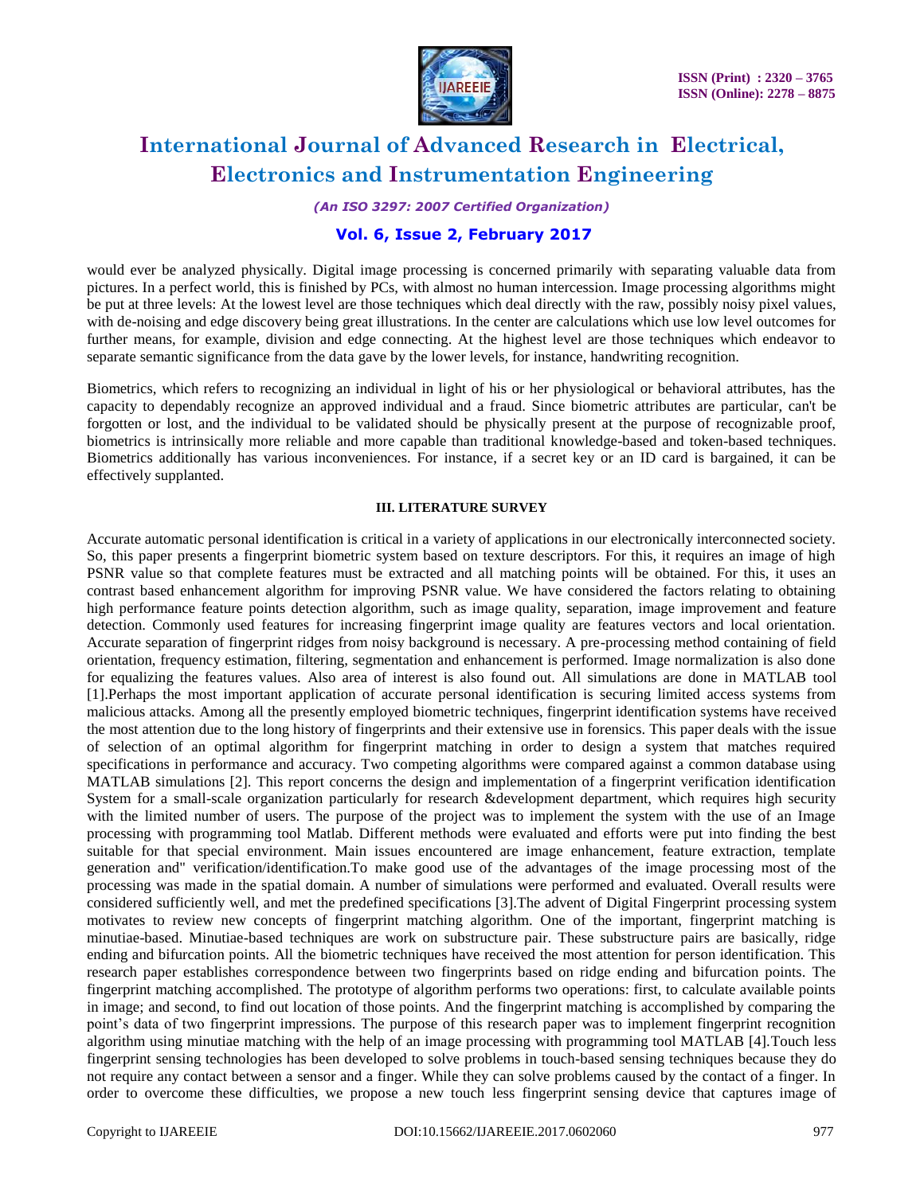would ever be analyzed physically. Digital image processing is concerned primarily with separating valuable data from pictures. In a perfect world, this is finished by PCs, with almost no human intercession. Image processing algorithms might be put at three levels: At the lowest level are those techniques which deal directly with the raw, possibly noisy pixel values, with de-noising and edge discovery being great illustrations. In the center are calculations which use low level outcomes for further means, for example, division and edge connecting. At the highest level are those techniques which endeavor to separate semantic significance from the data gave by the lower levels, for instance, handwriting recognition.

Biometrics, which refers to recognizing an individual in light of his or her physiological or behavioral attributes, has the capacity to dependably recognize an approved individual and a fraud. Since biometric attributes are particular, can't be forgotten or lost, and the individual to be validated should be physically present at the purpose of recognizable proof, biometrics is intrinsically more reliable and more capable than traditional knowledge-based and token-based techniques. Biometrics additionally has various inconveniences. For instance, if a secret key or an ID card is bargained, it can be effectively supplanted.

## III. LITERATURE SURVEY

Accurate automatic personal identification is critical in a variety of applications in our electronically interconnected society. So, this paper presents a fingerprint biometric system based on texture descriptors. For this, it requires an image of high PSNR value so that complete features must be extracted and all matching points will be obtained. For this, it uses an contrast based enhancement algorithm for improving PSNR value. We have considered the factors relating to obtaining high performance feature points detection algorithm, such as image quality, separation, image improvement and feature detection. Commonly used features for increasing fingerprint image quality are features vectors and local orientation. Accurate separation of fingerprint ridges from noisy background is necessary. A pre-processing method containing of field orientation, frequency estimation, filtering, segmentation and enhancement is performed. Image normalization is also done for equalizing the features values. Also area of interest is also found out. All simulations are done in MATLAB tool [1].Perhaps the most important application of accurate personal identification is securing limited access systems from malicious attacks. Among all the presently employed biometric techniques, fingerprint identification systems have received the most attention due to the long history of fingerprints and their extensive use in forensics. This paper deals with the issue of selection of an optimal algorithm for fingerprint matching in order to design a system that matches required specifications in performance and accuracy. Two competing algorithms were compared against a common database using MATLAB simulations [2]. This report concerns the design and implementation of a fingerprint verification identification System for a small-scale organization particularly for research &development department, which requires high security with the limited number of users. The purpose of the project was to implement the system with the use of an Image processing with programming tool Matlab. Different methods were evaluated and efforts were put into finding the best suitable for that special environment. Main issues encountered are image enhancement, feature extraction, template generation and" verification/identification.To make good use of the advantages of the image processing most of the processing was made in the spatial domain. A number of simulations were performed and evaluated. Overall results were considered sufficiently well, and met the predefined specifications [3].The advent of Digital Fingerprint processing system motivates to review new concepts of fingerprint matching algorithm. One of the important, fingerprint matching is minutiae-based. Minutiae-based techniques are work on substructure pair. These substructure pairs are basically, ridge ending and bifurcation points. All the biometric techniques have received the most attention for person identification. This research paper establishes correspondence between two fingerprints based on ridge ending and bifurcation points. The fingerprint matching accomplished. The prototype of algorithm performs two operations: first, to calculate available points in image; and second, to find out location of those points. And the fingerprint matching is accomplished by comparing the point's data of two fingerprint impressions. The purpose of this research paper was to implement fingerprint recognition algorithm using minutiae matching with the help of an image processing with programming tool MATLAB [4].Touch less fingerprint sensing technologies has been developed to solve problems in touch-based sensing techniques because they do not require any contact between a sensor and a finger. While they can solve problems caused by the contact of a finger. In order to overcome these difficulties, we propose a new touch less fingerprint sensing device that captures image of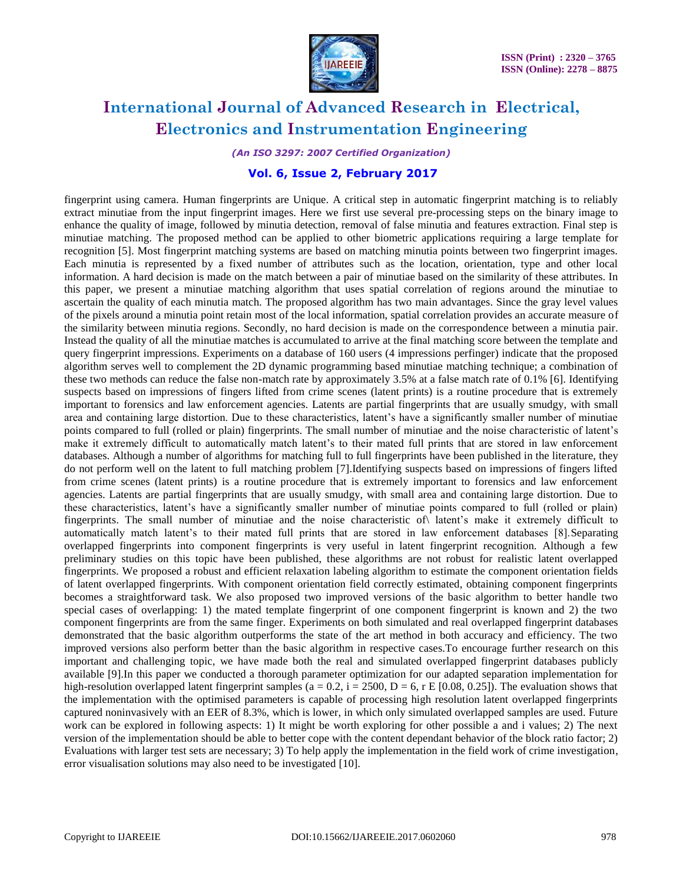fingerprint using camera. Human fingerprints are Unique. A critical step in automatic fingerprint matching is to reliably extract minutiae from the input fingerprint images. Here we first use several pre-processing steps on the binary image to enhance the quality of image, followed by minutia detection, removal of false minutia and features extraction. Final step is minutiae matching. The proposed method can be applied to other biometric applications requiring a large template for recognition [5]. Most fingerprint matching systems are based on matching minutia points between two fingerprint images. Each minutia is represented by a fixed number of attributes such as the location, orientation, type and other local information. A hard decision is made on the match between a pair of minutiae based on the similarity of these attributes. In this paper, we present a minutiae matching algorithm that uses spatial correlation of regions around the minutiae to ascertain the quality of each minutia match. The proposed algorithm has two main advantages. Since the gray level values of the pixels around a minutia point retain most of the local information, spatial correlation provides an accurate measure of the similarity between minutia regions. Secondly, no hard decision is made on the correspondence between a minutia pair. Instead the quality of all the minutiae matches is accumulated to arrive at the final matching score between the template and query fingerprint impressions. Experiments on a database of 160 users (4 impressions perfinger) indicate that the proposed algorithm serves well to complement the 2D dynamic programming based minutiae matching technique; a combination of these two methods can reduce the false non-match rate by approximately 3.5% at a false match rate of 0.1% [6]. Identifying suspects based on impressions of fingers lifted from crime scenes (latent prints) is a routine procedure that is extremely important to forensics and law enforcement agencies. Latents are partial fingerprints that are usually smudgy, with small area and containing large distortion. Due to these characteristics, latent's have a significantly smaller number of minutiae points compared to full (rolled or plain) fingerprints. The small number of minutiae and the noise characteristic of latent's make it extremely difficult to automatically match latent's to their mated full prints that are stored in law enforcement databases. Although a number of algorithms for matching full to full fingerprints have been published in the literature, they do not perform well on the latent to full matching problem [7].Identifying suspects based on impressions of fingers lifted from crime scenes (latent prints) is a routine procedure that is extremely important to forensics and law enforcement agencies. Latents are partial fingerprints that are usually smudgy, with small area and containing large distortion. Due to these characteristics, latent's have a significantly smaller number of minutiae points compared to full (rolled or plain) fingerprints. The small number of minutiae and the noise characteristic of\ latent's make it extremely difficult to automatically match latent's to their mated full prints that are stored in law enforcement databases [8].Separating overlapped fingerprints into component fingerprints is very useful in latent fingerprint recognition. Although a few preliminary studies on this topic have been published, these algorithms are not robust for realistic latent overlapped fingerprints. We proposed a robust and efficient relaxation labeling algorithm to estimate the component orientation fields of latent overlapped fingerprints. With component orientation field correctly estimated, obtaining component fingerprints becomes a straightforward task. We also proposed two improved versions of the basic algorithm to better handle two special cases of overlapping: 1) the mated template fingerprint of one component fingerprint is known and 2) the two component fingerprints are from the same finger. Experiments on both simulated and real overlapped fingerprint databases demonstrated that the basic algorithm outperforms the state of the art method in both accuracy and efficiency. The two improved versions also perform better than the basic algorithm in respective cases.To encourage further research on this important and challenging topic, we have made both the real and simulated overlapped fingerprint databases publicly available [9].In this paper we conducted a thorough parameter optimization for our adapted separation implementation for high-resolution overlapped latent fingerprint samples ($a = 0.2$, $i = 2500$, $D = 6$, $r \in [0.08, 0.25]$). The evaluation shows that the implementation with the optimised parameters is capable of processing high resolution latent overlapped fingerprints captured noninvasively with an EER of 8.3%, which is lower, in which only simulated overlapped samples are used. Future work can be explored in following aspects: 1) It might be worth exploring for other possible a and i values; 2) The next version of the implementation should be able to better cope with the content dependant behavior of the block ratio factor; 2) Evaluations with larger test sets are necessary; 3) To help apply the implementation in the field work of crime investigation, error visualisation solutions may also need to be investigated [10].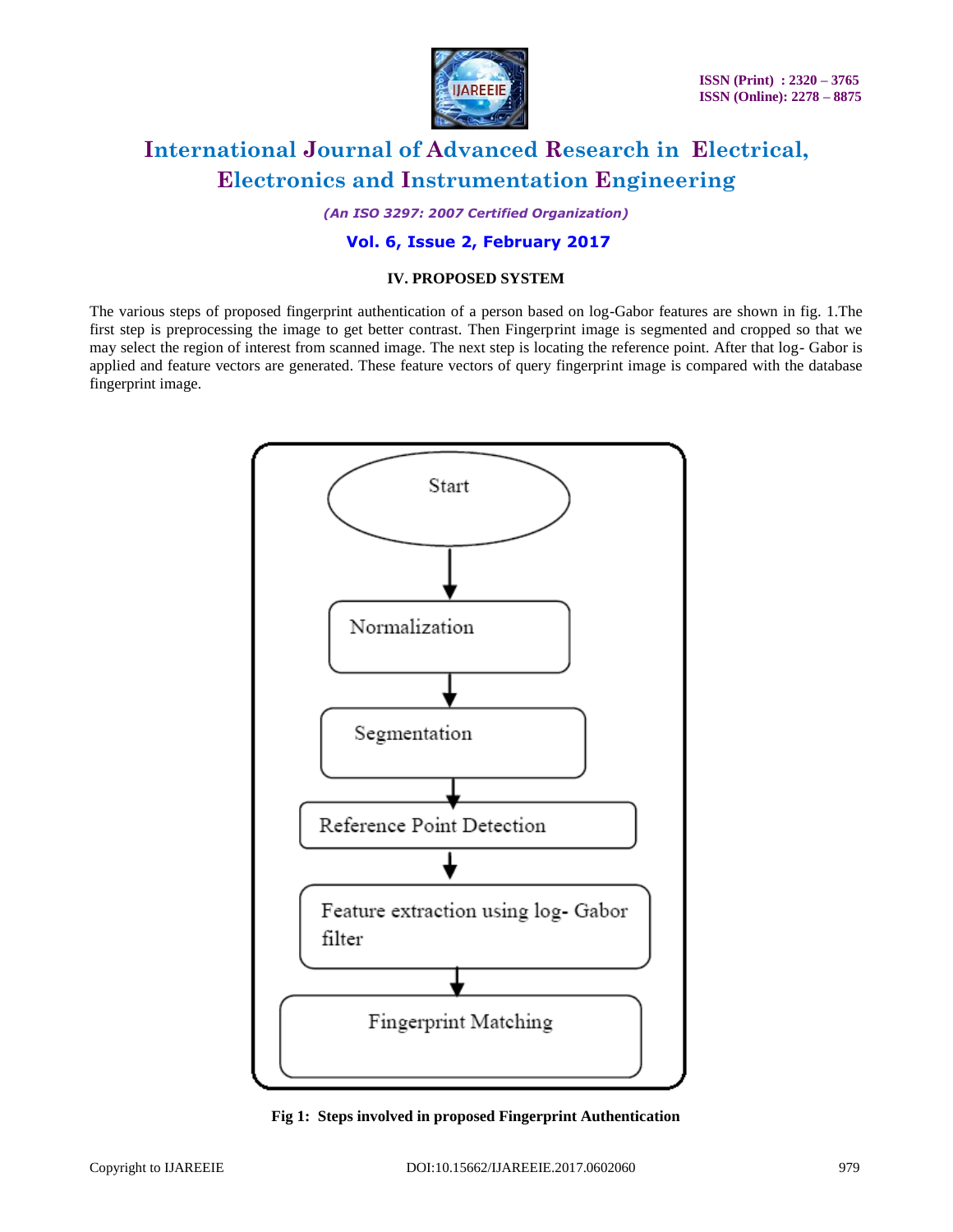## IV. PROPOSED SYSTEM

The various steps of proposed fingerprint authentication of a person based on log-Gabor features are shown in fig. 1.The first step is preprocessing the image to get better contrast. Then Fingerprint image is segmented and cropped so that we may select the region of interest from scanned image. The next step is locating the reference point. After that log- Gabor is applied and feature vectors are generated. These feature vectors of query fingerprint image is compared with the database fingerprint image.

Start → Normalization → Segmentation → Reference Point Detection → Feature extraction using log- Gabor filter → Fingerprint Matching

**Fig 1: Steps involved in proposed Fingerprint Authentication**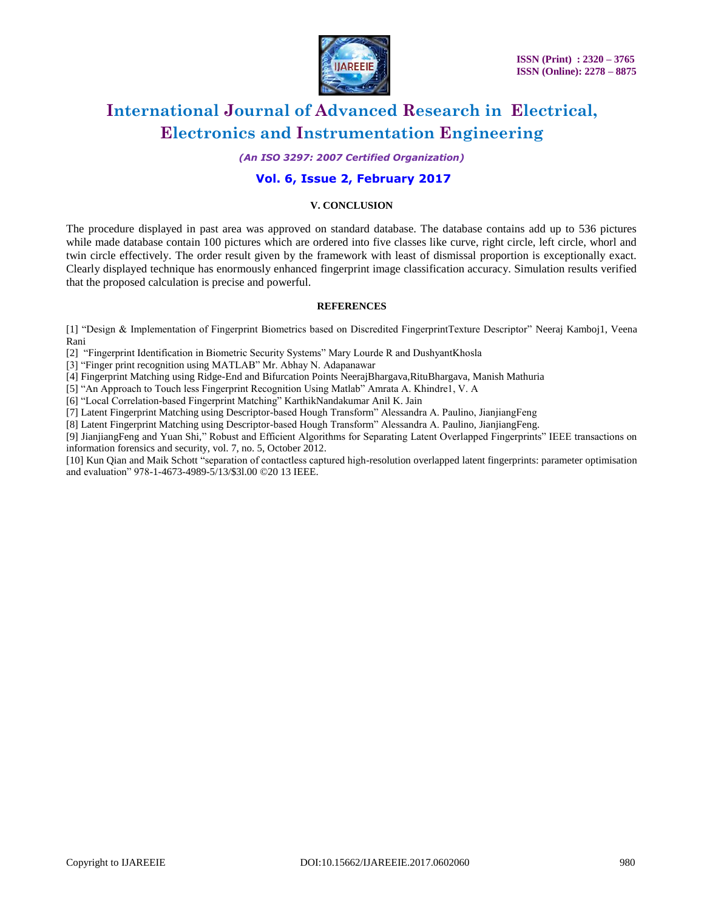## V. CONCLUSION

The procedure displayed in past area was approved on standard database. The database contains add up to 536 pictures while made database contain 100 pictures which are ordered into five classes like curve, right circle, left circle, whorl and twin circle effectively. The order result given by the framework with least of dismissal proportion is exceptionally exact. Clearly displayed technique has enormously enhanced fingerprint image classification accuracy. Simulation results verified that the proposed calculation is precise and powerful.

## REFERENCES

[1] "Design & Implementation of Fingerprint Biometrics based on Discredited FingerprintTexture Descriptor" Neeraj Kamboj1, Veena Rani

[2] "Fingerprint Identification in Biometric Security Systems" Mary Lourde R and DushyantKhosla

[3] "Finger print recognition using MATLAB" Mr. Abhay N. Adapanawar

[4] Fingerprint Matching using Ridge-End and Bifurcation Points NeerajBhargava,RituBhargava, Manish Mathuria

[5] "An Approach to Touch less Fingerprint Recognition Using Matlab" Amrata A. Khindre1, V. A

[6] "Local Correlation-based Fingerprint Matching" KarthikNandakumar Anil K. Jain

[7] Latent Fingerprint Matching using Descriptor-based Hough Transform" Alessandra A. Paulino, JianjiangFeng

[8] Latent Fingerprint Matching using Descriptor-based Hough Transform" Alessandra A. Paulino, JianjiangFeng.

[9] JianjiangFeng and Yuan Shi," Robust and Efficient Algorithms for Separating Latent Overlapped Fingerprints" IEEE transactions on information forensics and security, vol. 7, no. 5, October 2012.

[10] Kun Qian and Maik Schott "separation of contactless captured high-resolution overlapped latent fingerprints: parameter optimisation and evaluation" 978-1-4673-4989-5/13/$3l.00 ©20 13 IEEE.